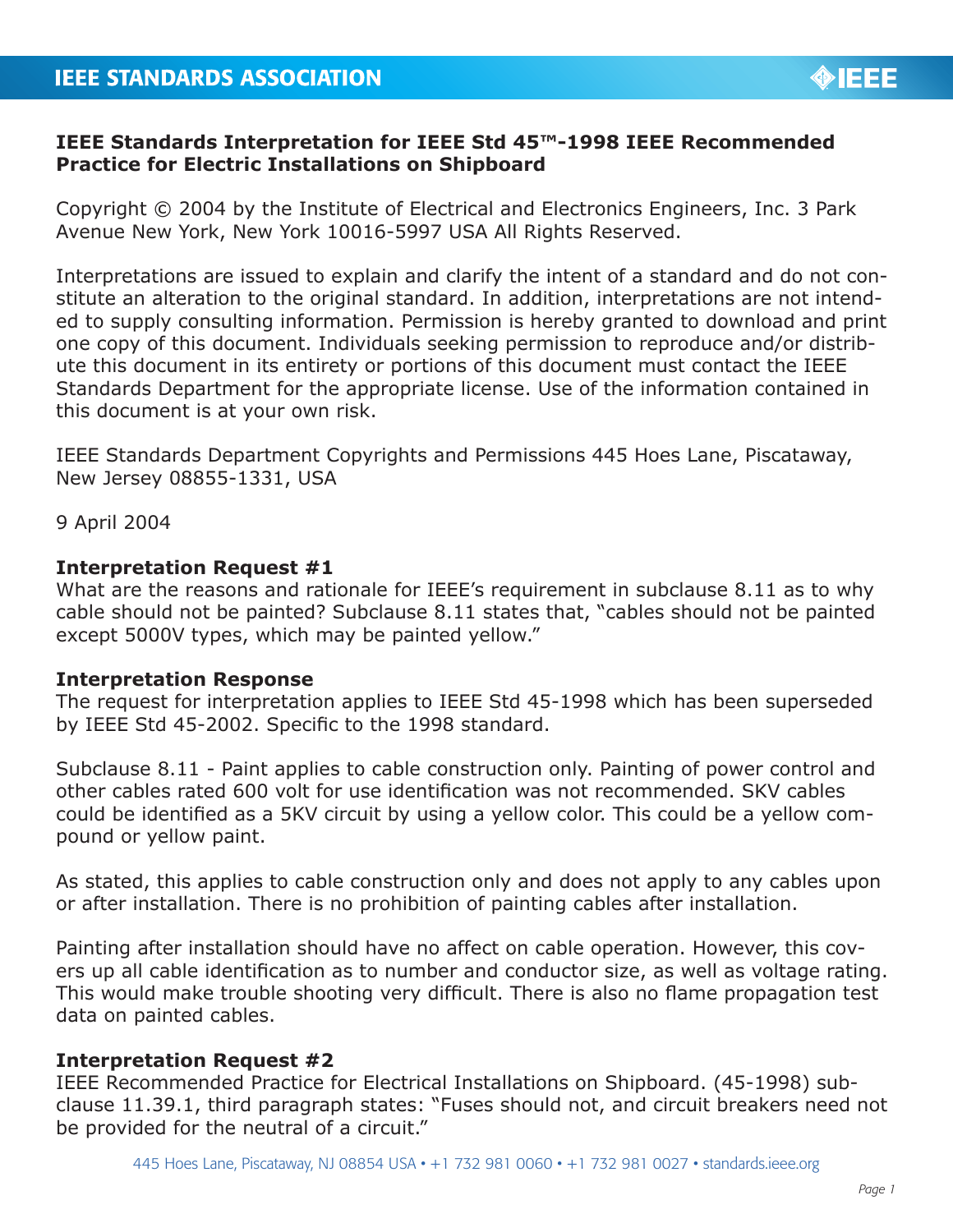**IEEE Standards Interpretation for IEEE Std 45™-1998 IEEE Recommended Practice for Electric Installations on Shipboard**

Copyright © 2004 by the Institute of Electrical and Electronics Engineers, Inc. 3 Park Avenue New York, New York 10016-5997 USA All Rights Reserved.

Interpretations are issued to explain and clarify the intent of a standard and do not constitute an alteration to the original standard. In addition, interpretations are not intended to supply consulting information. Permission is hereby granted to download and print one copy of this document. Individuals seeking permission to reproduce and/or distribute this document in its entirety or portions of this document must contact the IEEE Standards Department for the appropriate license. Use of the information contained in this document is at your own risk.

IEEE Standards Department Copyrights and Permissions 445 Hoes Lane, Piscataway, New Jersey 08855-1331, USA

9 April 2004

**Interpretation Request #1**
What are the reasons and rationale for IEEE's requirement in subclause 8.11 as to why cable should not be painted? Subclause 8.11 states that, "cables should not be painted except 5000V types, which may be painted yellow."

**Interpretation Response**
The request for interpretation applies to IEEE Std 45-1998 which has been superseded by IEEE Std 45-2002. Specific to the 1998 standard.

Subclause 8.11 - Paint applies to cable construction only. Painting of power control and other cables rated 600 volt for use identification was not recommended. SKV cables could be identified as a 5KV circuit by using a yellow color. This could be a yellow compound or yellow paint.

As stated, this applies to cable construction only and does not apply to any cables upon or after installation. There is no prohibition of painting cables after installation.

Painting after installation should have no affect on cable operation. However, this covers up all cable identification as to number and conductor size, as well as voltage rating. This would make trouble shooting very difficult. There is also no flame propagation test data on painted cables.

**Interpretation Request #2**
IEEE Recommended Practice for Electrical Installations on Shipboard. (45-1998) subclause 11.39.1, third paragraph states: "Fuses should not, and circuit breakers need not be provided for the neutral of a circuit."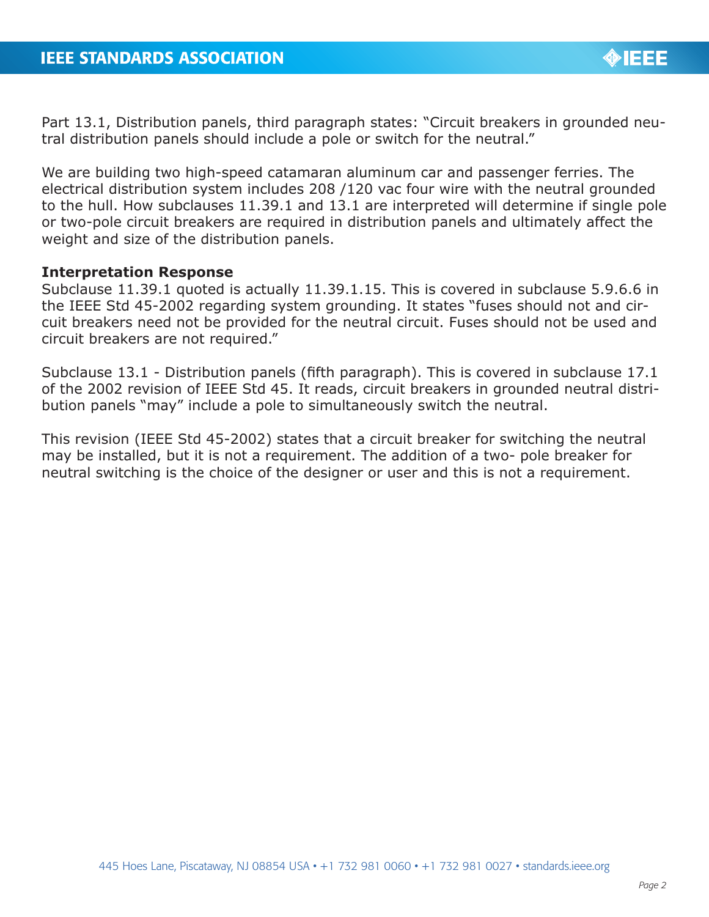Part 13.1, Distribution panels, third paragraph states: "Circuit breakers in grounded neutral distribution panels should include a pole or switch for the neutral."

We are building two high-speed catamaran aluminum car and passenger ferries. The electrical distribution system includes 208 /120 vac four wire with the neutral grounded to the hull. How subclauses 11.39.1 and 13.1 are interpreted will determine if single pole or two-pole circuit breakers are required in distribution panels and ultimately affect the weight and size of the distribution panels.

**Interpretation Response**

Subclause 11.39.1 quoted is actually 11.39.1.15. This is covered in subclause 5.9.6.6 in the IEEE Std 45-2002 regarding system grounding. It states "fuses should not and circuit breakers need not be provided for the neutral circuit. Fuses should not be used and circuit breakers are not required."

Subclause 13.1 - Distribution panels (fifth paragraph). This is covered in subclause 17.1 of the 2002 revision of IEEE Std 45. It reads, circuit breakers in grounded neutral distribution panels "may" include a pole to simultaneously switch the neutral.

This revision (IEEE Std 45-2002) states that a circuit breaker for switching the neutral may be installed, but it is not a requirement. The addition of a two- pole breaker for neutral switching is the choice of the designer or user and this is not a requirement.